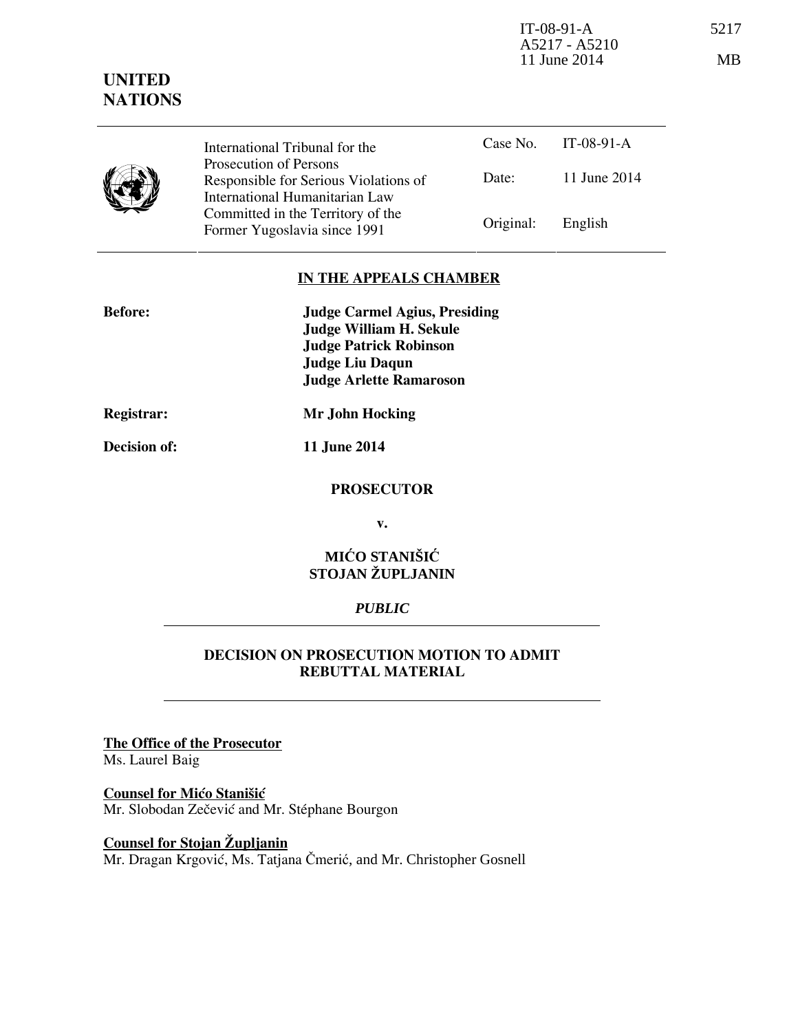**UNITED NATIONS**

| | International Tribunal for the Prosecution of Persons Responsible for Serious Violations of International Humanitarian Law Committed in the Territory of the Former Yugoslavia since 1991 | Case No. | IT-08-91-A |
|---|---|---|---|
| | | Date: | 11 June 2014 |
| | | Original: | English |

**IN THE APPEALS CHAMBER**

**Before:** **Judge Carmel Agius, Presiding**
**Judge William H. Sekule**
**Judge Patrick Robinson**
**Judge Liu Daqun**
**Judge Arlette Ramaroson**

**Registrar:** **Mr John Hocking**

**Decision of:** **11 June 2014**

**PROSECUTOR**

**v.**

**MIĆO STANIŠIĆ**
**STOJAN ŽUPLJANIN**

***PUBLIC***

**DECISION ON PROSECUTION MOTION TO ADMIT REBUTTAL MATERIAL**

**The Office of the Prosecutor**
Ms. Laurel Baig

**Counsel for Mićo Stanišić**
Mr. Slobodan Zečević and Mr. Stéphane Bourgon

**Counsel for Stojan Župljanin**
Mr. Dragan Krgović, Ms. Tatjana Čmerić, and Mr. Christopher Gosnell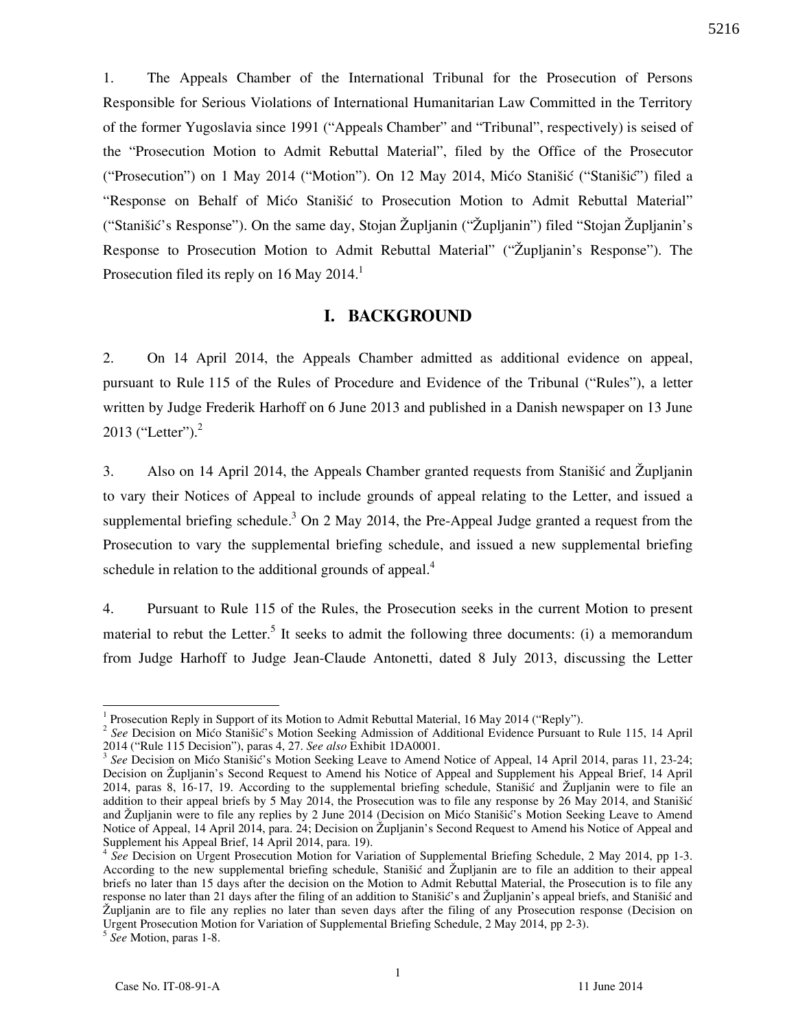1. The Appeals Chamber of the International Tribunal for the Prosecution of Persons Responsible for Serious Violations of International Humanitarian Law Committed in the Territory of the former Yugoslavia since 1991 ("Appeals Chamber" and "Tribunal", respectively) is seised of the "Prosecution Motion to Admit Rebuttal Material", filed by the Office of the Prosecutor ("Prosecution") on 1 May 2014 ("Motion"). On 12 May 2014, Mićo Stanišić ("Stanišić") filed a "Response on Behalf of Mićo Stanišić to Prosecution Motion to Admit Rebuttal Material" ("Stanišić's Response"). On the same day, Stojan Župljanin ("Župljanin") filed "Stojan Župljanin's Response to Prosecution Motion to Admit Rebuttal Material" ("Župljanin's Response"). The Prosecution filed its reply on 16 May 2014.[1]

## I. BACKGROUND

2. On 14 April 2014, the Appeals Chamber admitted as additional evidence on appeal, pursuant to Rule 115 of the Rules of Procedure and Evidence of the Tribunal ("Rules"), a letter written by Judge Frederik Harhoff on 6 June 2013 and published in a Danish newspaper on 13 June 2013 ("Letter").[2]

3. Also on 14 April 2014, the Appeals Chamber granted requests from Stanišić and Župljanin to vary their Notices of Appeal to include grounds of appeal relating to the Letter, and issued a supplemental briefing schedule.[3] On 2 May 2014, the Pre-Appeal Judge granted a request from the Prosecution to vary the supplemental briefing schedule, and issued a new supplemental briefing schedule in relation to the additional grounds of appeal.[4]

4. Pursuant to Rule 115 of the Rules, the Prosecution seeks in the current Motion to present material to rebut the Letter.[5] It seeks to admit the following three documents: (i) a memorandum from Judge Harhoff to Judge Jean-Claude Antonetti, dated 8 July 2013, discussing the Letter

---

[1] Prosecution Reply in Support of its Motion to Admit Rebuttal Material, 16 May 2014 ("Reply").

[2] *See* Decision on Mićo Stanišić's Motion Seeking Admission of Additional Evidence Pursuant to Rule 115, 14 April 2014 ("Rule 115 Decision"), paras 4, 27. *See also* Exhibit 1DA0001.

[3] *See* Decision on Mićo Stanišić's Motion Seeking Leave to Amend Notice of Appeal, 14 April 2014, paras 11, 23-24; Decision on Župljanin's Second Request to Amend his Notice of Appeal and Supplement his Appeal Brief, 14 April 2014, paras 8, 16-17, 19. According to the supplemental briefing schedule, Stanišić and Župljanin were to file an addition to their appeal briefs by 5 May 2014, the Prosecution was to file any response by 26 May 2014, and Stanišić and Župljanin were to file any replies by 2 June 2014 (Decision on Mićo Stanišić's Motion Seeking Leave to Amend Notice of Appeal, 14 April 2014, para. 24; Decision on Župljanin's Second Request to Amend his Notice of Appeal and Supplement his Appeal Brief, 14 April 2014, para. 19).

[4] *See* Decision on Urgent Prosecution Motion for Variation of Supplemental Briefing Schedule, 2 May 2014, pp 1-3. According to the new supplemental briefing schedule, Stanišić and Župljanin are to file an addition to their appeal briefs no later than 15 days after the decision on the Motion to Admit Rebuttal Material, the Prosecution is to file any response no later than 21 days after the filing of an addition to Stanišić's and Župljanin's appeal briefs, and Stanišić and Župljanin are to file any replies no later than seven days after the filing of any Prosecution response (Decision on Urgent Prosecution Motion for Variation of Supplemental Briefing Schedule, 2 May 2014, pp 2-3).

[5] *See* Motion, paras 1-8.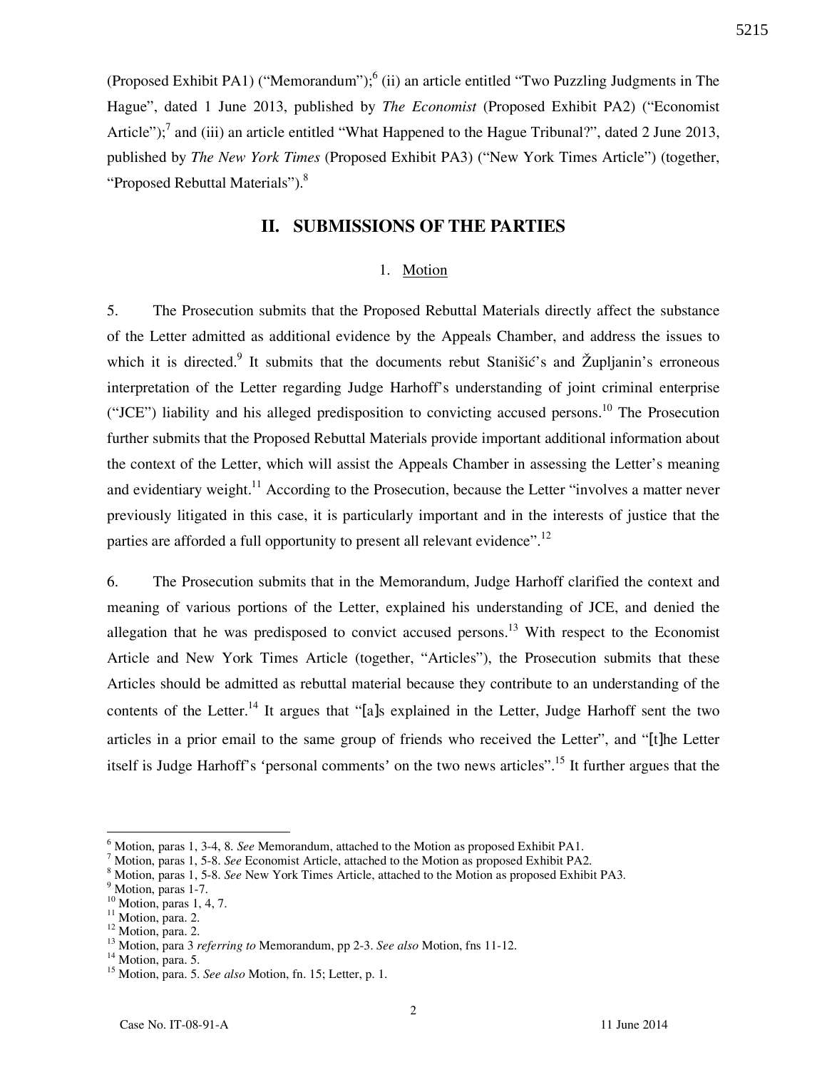(Proposed Exhibit PA1) ("Memorandum");[6] (ii) an article entitled "Two Puzzling Judgments in The Hague", dated 1 June 2013, published by *The Economist* (Proposed Exhibit PA2) ("Economist Article");[7] and (iii) an article entitled "What Happened to the Hague Tribunal?", dated 2 June 2013, published by *The New York Times* (Proposed Exhibit PA3) ("New York Times Article") (together, "Proposed Rebuttal Materials").[8]

## II. SUBMISSIONS OF THE PARTIES

### 1. Motion

5. The Prosecution submits that the Proposed Rebuttal Materials directly affect the substance of the Letter admitted as additional evidence by the Appeals Chamber, and address the issues to which it is directed.[9] It submits that the documents rebut Stanišić's and Župljanin's erroneous interpretation of the Letter regarding Judge Harhoff's understanding of joint criminal enterprise ("JCE") liability and his alleged predisposition to convicting accused persons.[10] The Prosecution further submits that the Proposed Rebuttal Materials provide important additional information about the context of the Letter, which will assist the Appeals Chamber in assessing the Letter's meaning and evidentiary weight.[11] According to the Prosecution, because the Letter "involves a matter never previously litigated in this case, it is particularly important and in the interests of justice that the parties are afforded a full opportunity to present all relevant evidence".[12]

6. The Prosecution submits that in the Memorandum, Judge Harhoff clarified the context and meaning of various portions of the Letter, explained his understanding of JCE, and denied the allegation that he was predisposed to convict accused persons.[13] With respect to the Economist Article and New York Times Article (together, "Articles"), the Prosecution submits that these Articles should be admitted as rebuttal material because they contribute to an understanding of the contents of the Letter.[14] It argues that "[a]s explained in the Letter, Judge Harhoff sent the two articles in a prior email to the same group of friends who received the Letter", and "[t]he Letter itself is Judge Harhoff's 'personal comments' on the two news articles".[15] It further argues that the

---

[6] Motion, paras 1, 3-4, 8. *See* Memorandum, attached to the Motion as proposed Exhibit PA1.
[7] Motion, paras 1, 5-8. *See* Economist Article, attached to the Motion as proposed Exhibit PA2.
[8] Motion, paras 1, 5-8. *See* New York Times Article, attached to the Motion as proposed Exhibit PA3.
[9] Motion, paras 1-7.
[10] Motion, paras 1, 4, 7.
[11] Motion, para. 2.
[12] Motion, para. 2.
[13] Motion, para 3 *referring to* Memorandum, pp 2-3. *See also* Motion, fns 11-12.
[14] Motion, para. 5.
[15] Motion, para. 5. *See also* Motion, fn. 15; Letter, p. 1.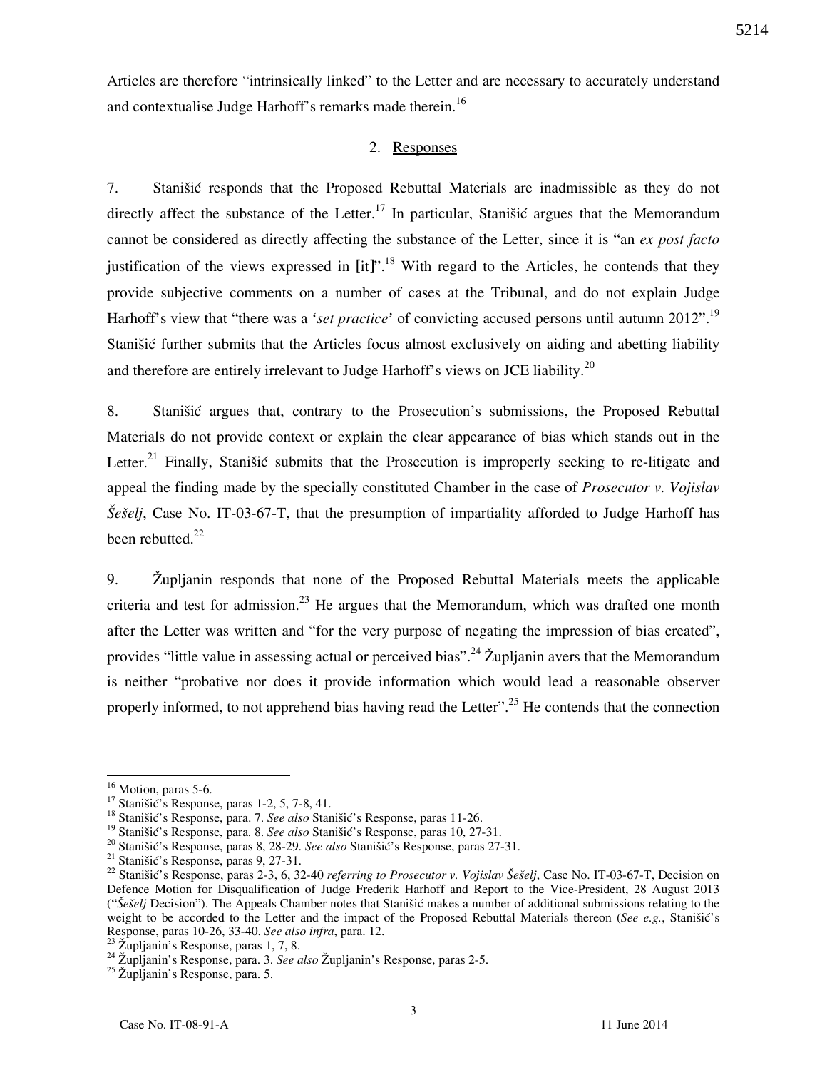Articles are therefore "intrinsically linked" to the Letter and are necessary to accurately understand and contextualise Judge Harhoff's remarks made therein.[16]

### 2. Responses

7. Stanišić responds that the Proposed Rebuttal Materials are inadmissible as they do not directly affect the substance of the Letter.[17] In particular, Stanišić argues that the Memorandum cannot be considered as directly affecting the substance of the Letter, since it is "an *ex post facto* justification of the views expressed in [it]".[18] With regard to the Articles, he contends that they provide subjective comments on a number of cases at the Tribunal, and do not explain Judge Harhoff's view that "there was a '*set practice*' of convicting accused persons until autumn 2012".[19] Stanišić further submits that the Articles focus almost exclusively on aiding and abetting liability and therefore are entirely irrelevant to Judge Harhoff's views on JCE liability.[20]

8. Stanišić argues that, contrary to the Prosecution's submissions, the Proposed Rebuttal Materials do not provide context or explain the clear appearance of bias which stands out in the Letter.[21] Finally, Stanišić submits that the Prosecution is improperly seeking to re-litigate and appeal the finding made by the specially constituted Chamber in the case of *Prosecutor v. Vojislav Šešelj*, Case No. IT-03-67-T, that the presumption of impartiality afforded to Judge Harhoff has been rebutted.[22]

9. Župljanin responds that none of the Proposed Rebuttal Materials meets the applicable criteria and test for admission.[23] He argues that the Memorandum, which was drafted one month after the Letter was written and "for the very purpose of negating the impression of bias created", provides "little value in assessing actual or perceived bias".[24] Župljanin avers that the Memorandum is neither "probative nor does it provide information which would lead a reasonable observer properly informed, to not apprehend bias having read the Letter".[25] He contends that the connection

---

[16] Motion, paras 5-6.

[17] Stanišić's Response, paras 1-2, 5, 7-8, 41.

[18] Stanišić's Response, para. 7. *See also* Stanišić's Response, paras 11-26.

[19] Stanišić's Response, para. 8. *See also* Stanišić's Response, paras 10, 27-31.

[20] Stanišić's Response, paras 8, 28-29. *See also* Stanišić's Response, paras 27-31.

[21] Stanišić's Response, paras 9, 27-31.

[22] Stanišić's Response, paras 2-3, 6, 32-40 *referring to Prosecutor v. Vojislav Šešelj*, Case No. IT-03-67-T, Decision on Defence Motion for Disqualification of Judge Frederik Harhoff and Report to the Vice-President, 28 August 2013 ("*Šešelj* Decision"). The Appeals Chamber notes that Stanišić makes a number of additional submissions relating to the weight to be accorded to the Letter and the impact of the Proposed Rebuttal Materials thereon (*See e.g.*, Stanišić's Response, paras 10-26, 33-40. *See also infra*, para. 12.

[23] Župljanin's Response, paras 1, 7, 8.

[24] Župljanin's Response, para. 3. *See also* Župljanin's Response, paras 2-5.

[25] Župljanin's Response, para. 5.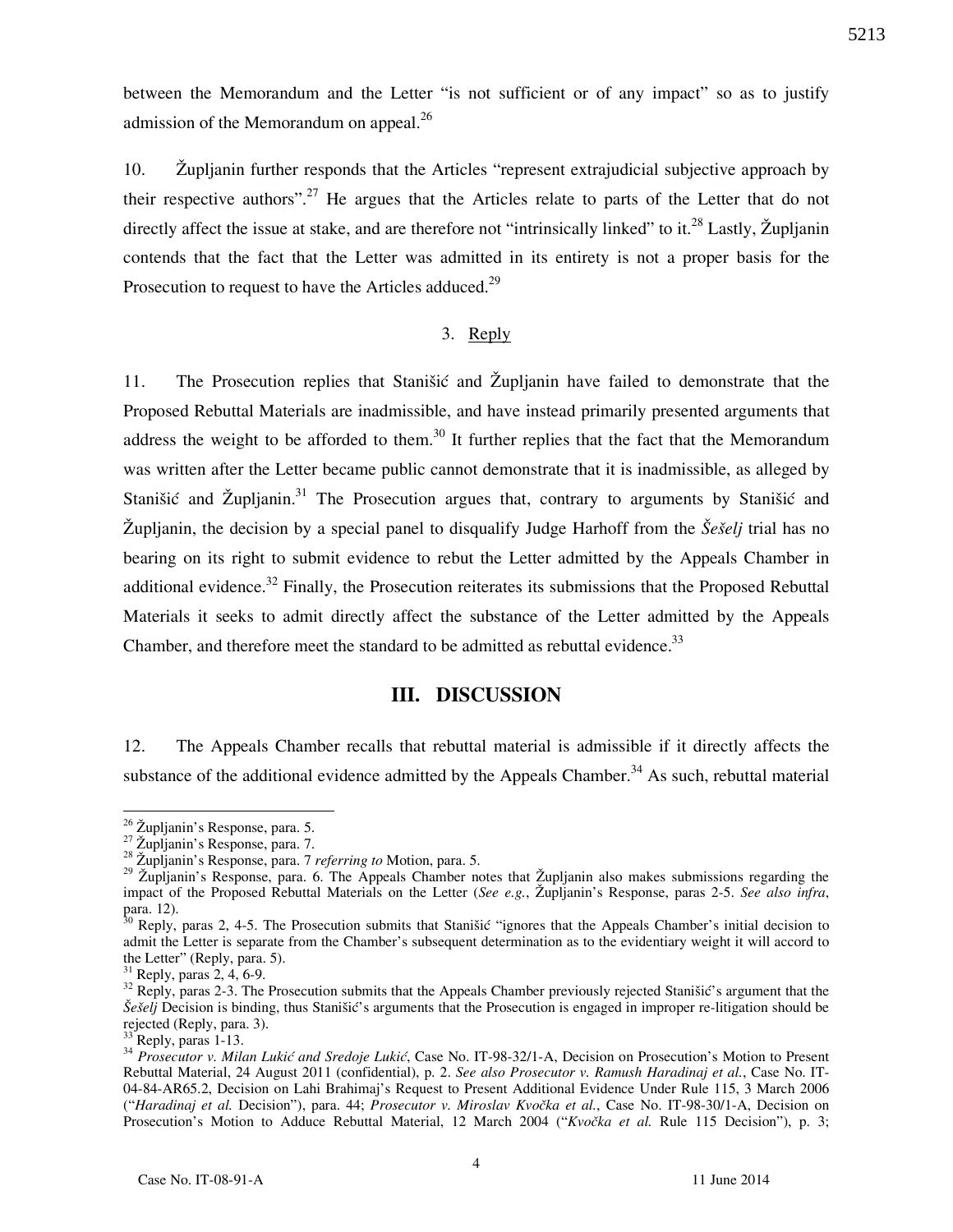between the Memorandum and the Letter "is not sufficient or of any impact" so as to justify admission of the Memorandum on appeal.[26]

10. Župljanin further responds that the Articles "represent extrajudicial subjective approach by their respective authors".[27] He argues that the Articles relate to parts of the Letter that do not directly affect the issue at stake, and are therefore not "intrinsically linked" to it.[28] Lastly, Župljanin contends that the fact that the Letter was admitted in its entirety is not a proper basis for the Prosecution to request to have the Articles adduced.[29]

### 3. Reply

11. The Prosecution replies that Stanišić and Župljanin have failed to demonstrate that the Proposed Rebuttal Materials are inadmissible, and have instead primarily presented arguments that address the weight to be afforded to them.[30] It further replies that the fact that the Memorandum was written after the Letter became public cannot demonstrate that it is inadmissible, as alleged by Stanišić and Župljanin.[31] The Prosecution argues that, contrary to arguments by Stanišić and Župljanin, the decision by a special panel to disqualify Judge Harhoff from the *Šešelj* trial has no bearing on its right to submit evidence to rebut the Letter admitted by the Appeals Chamber in additional evidence.[32] Finally, the Prosecution reiterates its submissions that the Proposed Rebuttal Materials it seeks to admit directly affect the substance of the Letter admitted by the Appeals Chamber, and therefore meet the standard to be admitted as rebuttal evidence.[33]

## III. DISCUSSION

12. The Appeals Chamber recalls that rebuttal material is admissible if it directly affects the substance of the additional evidence admitted by the Appeals Chamber.[34] As such, rebuttal material

---

[26] Župljanin's Response, para. 5.

[27] Župljanin's Response, para. 7.

[28] Župljanin's Response, para. 7 *referring to* Motion, para. 5.

[29] Župljanin's Response, para. 6. The Appeals Chamber notes that Župljanin also makes submissions regarding the impact of the Proposed Rebuttal Materials on the Letter (*See e.g.*, Župljanin's Response, paras 2-5. *See also infra*, para. 12).

[30] Reply, paras 2, 4-5. The Prosecution submits that Stanišić "ignores that the Appeals Chamber's initial decision to admit the Letter is separate from the Chamber's subsequent determination as to the evidentiary weight it will accord to the Letter" (Reply, para. 5).

[31] Reply, paras 2, 4, 6-9.

[32] Reply, paras 2-3. The Prosecution submits that the Appeals Chamber previously rejected Stanišić's argument that the *Šešelj* Decision is binding, thus Stanišić's arguments that the Prosecution is engaged in improper re-litigation should be rejected (Reply, para. 3).

[33] Reply, paras 1-13.

[34] *Prosecutor v. Milan Lukić and Sredoje Lukić*, Case No. IT-98-32/1-A, Decision on Prosecution's Motion to Present Rebuttal Material, 24 August 2011 (confidential), p. 2. *See also Prosecutor v. Ramush Haradinaj et al.*, Case No. IT-04-84-AR65.2, Decision on Lahi Brahimaj's Request to Present Additional Evidence Under Rule 115, 3 March 2006 ("*Haradinaj et al.* Decision"), para. 44; *Prosecutor v. Miroslav Kvočka et al.*, Case No. IT-98-30/1-A, Decision on Prosecution's Motion to Adduce Rebuttal Material, 12 March 2004 ("*Kvočka et al.* Rule 115 Decision"), p. 3;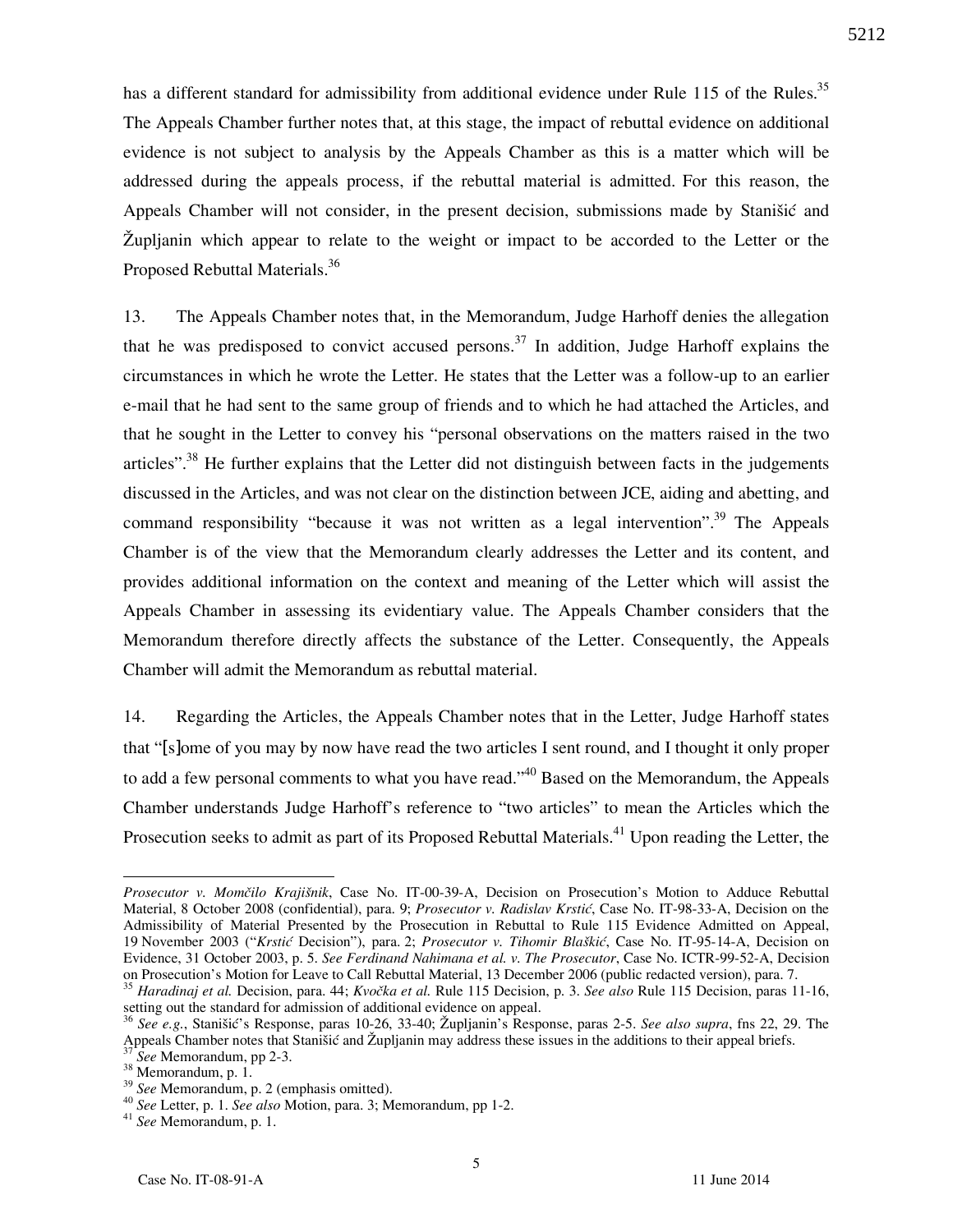has a different standard for admissibility from additional evidence under Rule 115 of the Rules.[35] The Appeals Chamber further notes that, at this stage, the impact of rebuttal evidence on additional evidence is not subject to analysis by the Appeals Chamber as this is a matter which will be addressed during the appeals process, if the rebuttal material is admitted. For this reason, the Appeals Chamber will not consider, in the present decision, submissions made by Stanišić and Župljanin which appear to relate to the weight or impact to be accorded to the Letter or the Proposed Rebuttal Materials.[36]

13. The Appeals Chamber notes that, in the Memorandum, Judge Harhoff denies the allegation that he was predisposed to convict accused persons.[37] In addition, Judge Harhoff explains the circumstances in which he wrote the Letter. He states that the Letter was a follow-up to an earlier e-mail that he had sent to the same group of friends and to which he had attached the Articles, and that he sought in the Letter to convey his "personal observations on the matters raised in the two articles".[38] He further explains that the Letter did not distinguish between facts in the judgements discussed in the Articles, and was not clear on the distinction between JCE, aiding and abetting, and command responsibility "because it was not written as a legal intervention".[39] The Appeals Chamber is of the view that the Memorandum clearly addresses the Letter and its content, and provides additional information on the context and meaning of the Letter which will assist the Appeals Chamber in assessing its evidentiary value. The Appeals Chamber considers that the Memorandum therefore directly affects the substance of the Letter. Consequently, the Appeals Chamber will admit the Memorandum as rebuttal material.

14. Regarding the Articles, the Appeals Chamber notes that in the Letter, Judge Harhoff states that "[s]ome of you may by now have read the two articles I sent round, and I thought it only proper to add a few personal comments to what you have read."[40] Based on the Memorandum, the Appeals Chamber understands Judge Harhoff's reference to "two articles" to mean the Articles which the Prosecution seeks to admit as part of its Proposed Rebuttal Materials.[41] Upon reading the Letter, the

---

*Prosecutor v. Momčilo Krajišnik*, Case No. IT-00-39-A, Decision on Prosecution's Motion to Adduce Rebuttal Material, 8 October 2008 (confidential), para. 9; *Prosecutor v. Radislav Krstić*, Case No. IT-98-33-A, Decision on the Admissibility of Material Presented by the Prosecution in Rebuttal to Rule 115 Evidence Admitted on Appeal, 19 November 2003 ("*Krstić* Decision"), para. 2; *Prosecutor v. Tihomir Blaškić*, Case No. IT-95-14-A, Decision on Evidence, 31 October 2003, p. 5. *See Ferdinand Nahimana et al. v. The Prosecutor*, Case No. ICTR-99-52-A, Decision on Prosecution's Motion for Leave to Call Rebuttal Material, 13 December 2006 (public redacted version), para. 7.

[35] *Haradinaj et al.* Decision, para. 44; *Kvočka et al.* Rule 115 Decision, p. 3. *See also* Rule 115 Decision, paras 11-16, setting out the standard for admission of additional evidence on appeal.

[36] *See e.g.*, Stanišić's Response, paras 10-26, 33-40; Župljanin's Response, paras 2-5. *See also supra*, fns 22, 29. The Appeals Chamber notes that Stanišić and Župljanin may address these issues in the additions to their appeal briefs.

[37] *See* Memorandum, pp 2-3.

[38] Memorandum, p. 1.

[39] *See* Memorandum, p. 2 (emphasis omitted).

[40] *See* Letter, p. 1. *See also* Motion, para. 3; Memorandum, pp 1-2.

[41] *See* Memorandum, p. 1.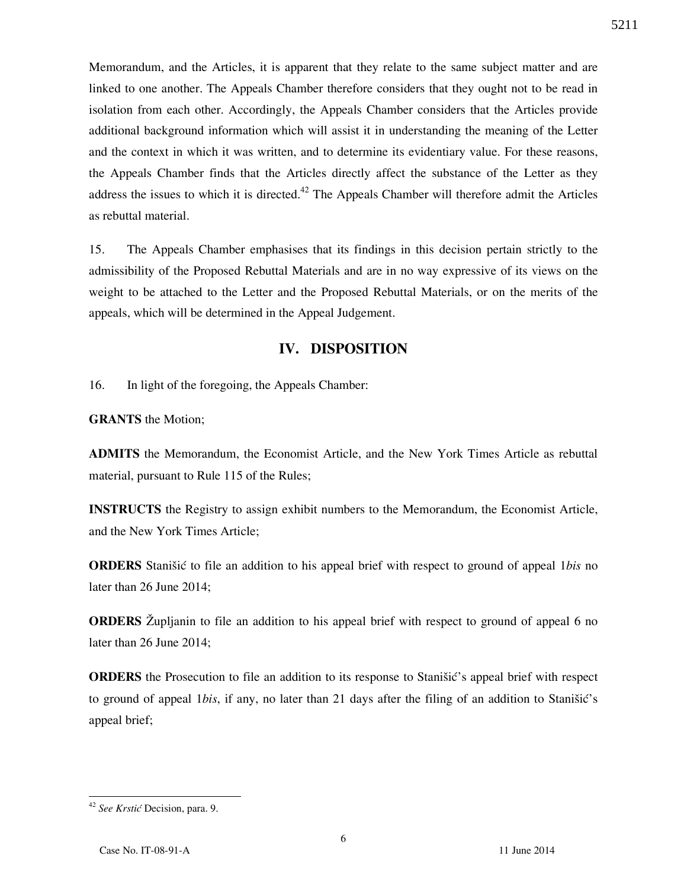Memorandum, and the Articles, it is apparent that they relate to the same subject matter and are linked to one another. The Appeals Chamber therefore considers that they ought not to be read in isolation from each other. Accordingly, the Appeals Chamber considers that the Articles provide additional background information which will assist it in understanding the meaning of the Letter and the context in which it was written, and to determine its evidentiary value. For these reasons, the Appeals Chamber finds that the Articles directly affect the substance of the Letter as they address the issues to which it is directed.[42] The Appeals Chamber will therefore admit the Articles as rebuttal material.

15. The Appeals Chamber emphasises that its findings in this decision pertain strictly to the admissibility of the Proposed Rebuttal Materials and are in no way expressive of its views on the weight to be attached to the Letter and the Proposed Rebuttal Materials, or on the merits of the appeals, which will be determined in the Appeal Judgement.

## IV. DISPOSITION

16. In light of the foregoing, the Appeals Chamber:

**GRANTS** the Motion;

**ADMITS** the Memorandum, the Economist Article, and the New York Times Article as rebuttal material, pursuant to Rule 115 of the Rules;

**INSTRUCTS** the Registry to assign exhibit numbers to the Memorandum, the Economist Article, and the New York Times Article;

**ORDERS** Stanišić to file an addition to his appeal brief with respect to ground of appeal 1*bis* no later than 26 June 2014;

**ORDERS** Župljanin to file an addition to his appeal brief with respect to ground of appeal 6 no later than 26 June 2014;

**ORDERS** the Prosecution to file an addition to its response to Stanišić's appeal brief with respect to ground of appeal 1*bis*, if any, no later than 21 days after the filing of an addition to Stanišić's appeal brief;

---

[42] *See Krstić* Decision, para. 9.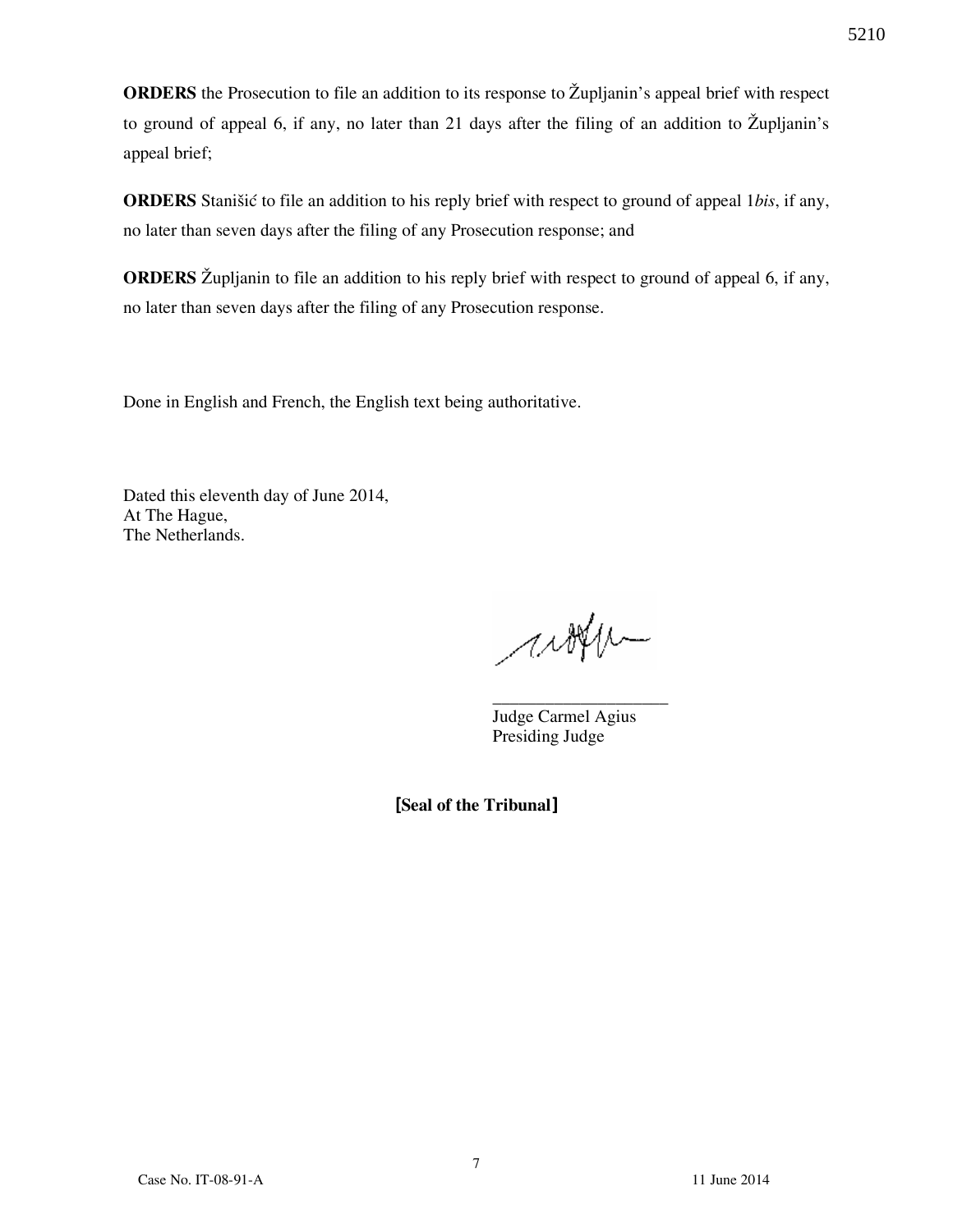**ORDERS** the Prosecution to file an addition to its response to Župljanin's appeal brief with respect to ground of appeal 6, if any, no later than 21 days after the filing of an addition to Župljanin's appeal brief;

**ORDERS** Stanišić to file an addition to his reply brief with respect to ground of appeal 1*bis*, if any, no later than seven days after the filing of any Prosecution response; and

**ORDERS** Župljanin to file an addition to his reply brief with respect to ground of appeal 6, if any, no later than seven days after the filing of any Prosecution response.

Done in English and French, the English text being authoritative.

Dated this eleventh day of June 2014,
At The Hague,
The Netherlands.

Judge Carmel Agius
Presiding Judge

**[Seal of the Tribunal]**